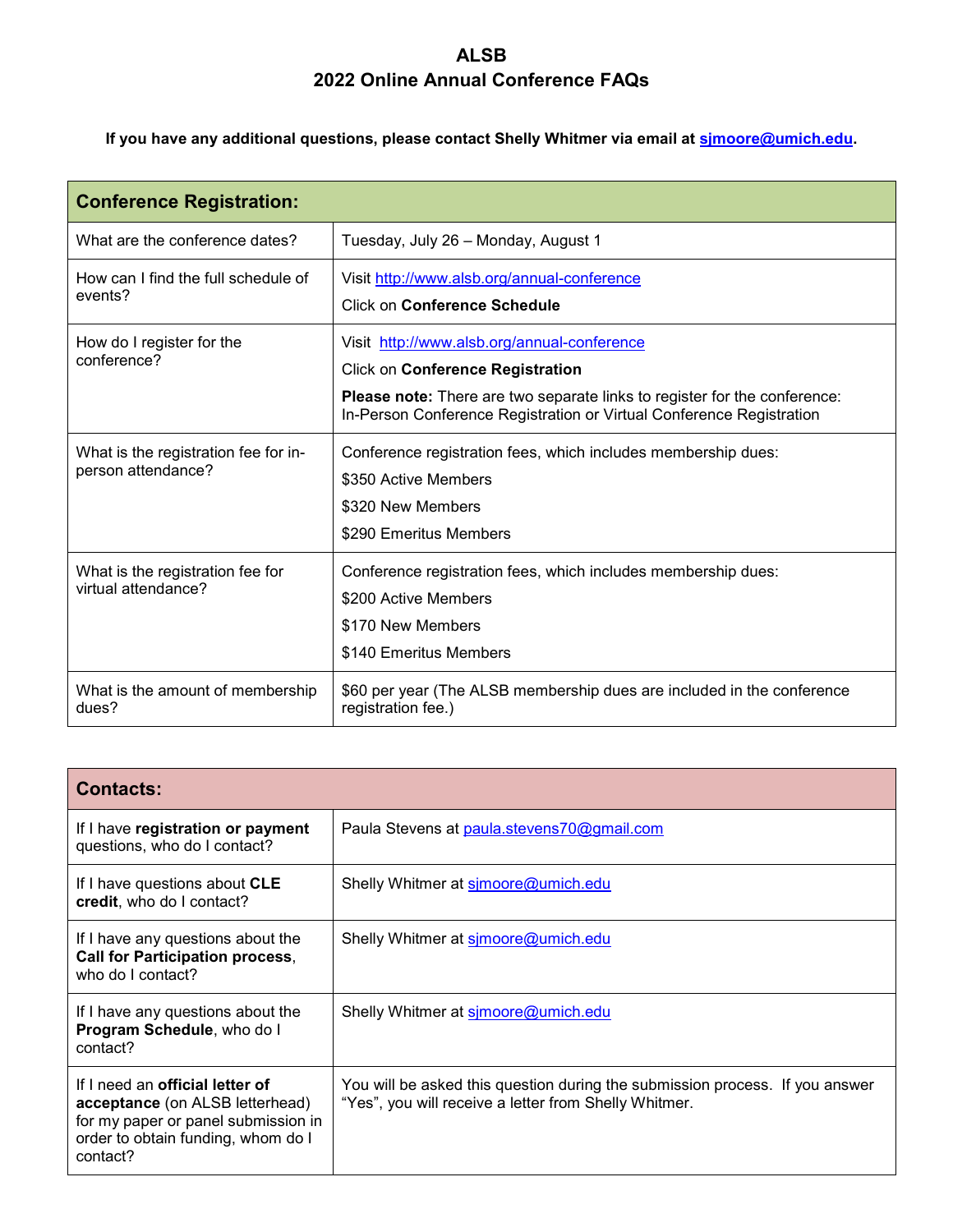# ALSB
# 2022 Online Annual Conference FAQs

**If you have any additional questions, please contact Shelly Whitmer via email at sjmoore@umich.edu.**

| **Conference Registration:** | |
|---|---|
| What are the conference dates? | Tuesday, July 26 – Monday, August 1 |
| How can I find the full schedule of events? | Visit http://www.alsb.org/annual-conference<br>Click on **Conference Schedule** |
| How do I register for the conference? | Visit http://www.alsb.org/annual-conference<br>Click on **Conference Registration**<br>**Please note:** There are two separate links to register for the conference: In-Person Conference Registration or Virtual Conference Registration |
| What is the registration fee for in-person attendance? | Conference registration fees, which includes membership dues:<br>$350 Active Members<br>$320 New Members<br>$290 Emeritus Members |
| What is the registration fee for virtual attendance? | Conference registration fees, which includes membership dues:<br>$200 Active Members<br>$170 New Members<br>$140 Emeritus Members |
| What is the amount of membership dues? | $60 per year (The ALSB membership dues are included in the conference registration fee.) |

| **Contacts:** | |
|---|---|
| If I have **registration or payment** questions, who do I contact? | Paula Stevens at paula.stevens70@gmail.com |
| If I have questions about **CLE credit**, who do I contact? | Shelly Whitmer at sjmoore@umich.edu |
| If I have any questions about the **Call for Participation process**, who do I contact? | Shelly Whitmer at sjmoore@umich.edu |
| If I have any questions about the **Program Schedule**, who do I contact? | Shelly Whitmer at sjmoore@umich.edu |
| If I need an **official letter of acceptance** (on ALSB letterhead) for my paper or panel submission in order to obtain funding, whom do I contact? | You will be asked this question during the submission process. If you answer "Yes", you will receive a letter from Shelly Whitmer. |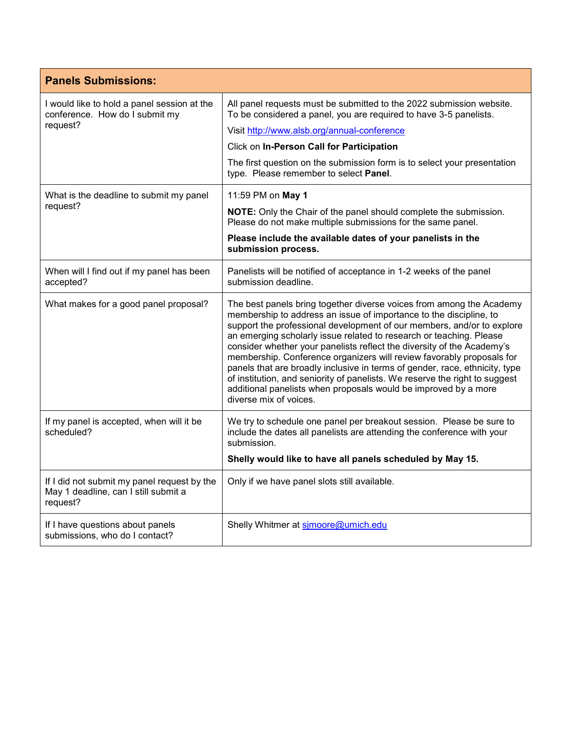| Panels Submissions: | |
|---|---|
| I would like to hold a panel session at the conference. How do I submit my request? | All panel requests must be submitted to the 2022 submission website. To be considered a panel, you are required to have 3-5 panelists.<br><br>Visit http://www.alsb.org/annual-conference<br><br>Click on **In-Person Call for Participation**<br><br>The first question on the submission form is to select your presentation type. Please remember to select **Panel**. |
| What is the deadline to submit my panel request? | 11:59 PM on **May 1**<br><br>**NOTE:** Only the Chair of the panel should complete the submission. Please do not make multiple submissions for the same panel.<br><br>**Please include the available dates of your panelists in the submission process.** |
| When will I find out if my panel has been accepted? | Panelists will be notified of acceptance in 1-2 weeks of the panel submission deadline. |
| What makes for a good panel proposal? | The best panels bring together diverse voices from among the Academy membership to address an issue of importance to the discipline, to support the professional development of our members, and/or to explore an emerging scholarly issue related to research or teaching. Please consider whether your panelists reflect the diversity of the Academy's membership. Conference organizers will review favorably proposals for panels that are broadly inclusive in terms of gender, race, ethnicity, type of institution, and seniority of panelists. We reserve the right to suggest additional panelists when proposals would be improved by a more diverse mix of voices. |
| If my panel is accepted, when will it be scheduled? | We try to schedule one panel per breakout session. Please be sure to include the dates all panelists are attending the conference with your submission.<br><br>**Shelly would like to have all panels scheduled by May 15.** |
| If I did not submit my panel request by the May 1 deadline, can I still submit a request? | Only if we have panel slots still available. |
| If I have questions about panels submissions, who do I contact? | Shelly Whitmer at sjmoore@umich.edu |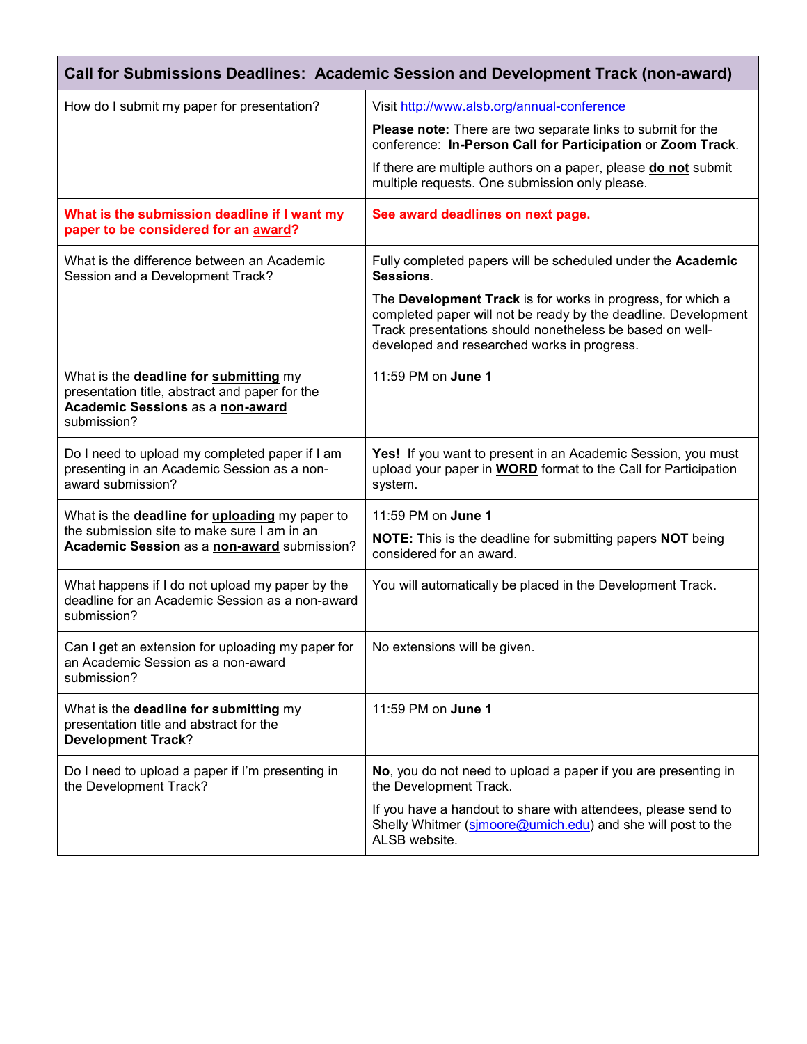| Call for Submissions Deadlines: Academic Session and Development Track (non-award) | |
|---|---|
| How do I submit my paper for presentation? | Visit http://www.alsb.org/annual-conference<br><br>**Please note:** There are two separate links to submit for the conference: **In-Person Call for Participation** or **Zoom Track**.<br><br>If there are multiple authors on a paper, please **do not** submit multiple requests. One submission only please. |
| **What is the submission deadline if I want my paper to be considered for an award?** | **See award deadlines on next page.** |
| What is the difference between an Academic Session and a Development Track? | Fully completed papers will be scheduled under the **Academic Sessions**.<br><br>The **Development Track** is for works in progress, for which a completed paper will not be ready by the deadline. Development Track presentations should nonetheless be based on well-developed and researched works in progress. |
| What is the **deadline for submitting** my presentation title, abstract and paper for the **Academic Sessions** as a **non-award** submission? | 11:59 PM on **June 1** |
| Do I need to upload my completed paper if I am presenting in an Academic Session as a non-award submission? | **Yes!** If you want to present in an Academic Session, you must upload your paper in **WORD** format to the Call for Participation system. |
| What is the **deadline for uploading** my paper to the submission site to make sure I am in an **Academic Session** as a **non-award** submission? | 11:59 PM on **June 1**<br><br>**NOTE:** This is the deadline for submitting papers **NOT** being considered for an award. |
| What happens if I do not upload my paper by the deadline for an Academic Session as a non-award submission? | You will automatically be placed in the Development Track. |
| Can I get an extension for uploading my paper for an Academic Session as a non-award submission? | No extensions will be given. |
| What is the **deadline for submitting** my presentation title and abstract for the **Development Track**? | 11:59 PM on **June 1** |
| Do I need to upload a paper if I'm presenting in the Development Track? | **No**, you do not need to upload a paper if you are presenting in the Development Track.<br><br>If you have a handout to share with attendees, please send to Shelly Whitmer (sjmoore@umich.edu) and she will post to the ALSB website. |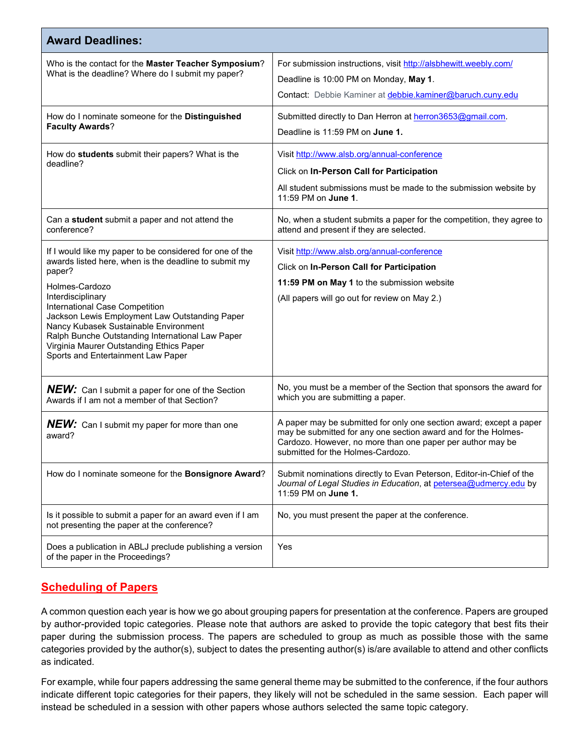| **Award Deadlines:** | |
|---|---|
| Who is the contact for the **Master Teacher Symposium**? What is the deadline? Where do I submit my paper? | For submission instructions, visit http://alsbhewitt.weebly.com/<br><br>Deadline is 10:00 PM on Monday, **May 1**.<br><br>Contact: Debbie Kaminer at debbie.kaminer@baruch.cuny.edu |
| How do I nominate someone for the **Distinguished Faculty Awards**? | Submitted directly to Dan Herron at herron3653@gmail.com.<br><br>Deadline is 11:59 PM on **June 1.** |
| How do **students** submit their papers? What is the deadline? | Visit http://www.alsb.org/annual-conference<br><br>Click on **In-Person Call for Participation**<br><br>All student submissions must be made to the submission website by 11:59 PM on **June 1**. |
| Can a **student** submit a paper and not attend the conference? | No, when a student submits a paper for the competition, they agree to attend and present if they are selected. |
| If I would like my paper to be considered for one of the awards listed here, when is the deadline to submit my paper?<br><br>Holmes-Cardozo<br>Interdisciplinary<br>International Case Competition<br>Jackson Lewis Employment Law Outstanding Paper<br>Nancy Kubasek Sustainable Environment<br>Ralph Bunche Outstanding International Law Paper<br>Virginia Maurer Outstanding Ethics Paper<br>Sports and Entertainment Law Paper | Visit http://www.alsb.org/annual-conference<br><br>Click on **In-Person Call for Participation**<br><br>**11:59 PM on May 1** to the submission website<br><br>(All papers will go out for review on May 2.) |
| ***NEW:*** Can I submit a paper for one of the Section Awards if I am not a member of that Section? | No, you must be a member of the Section that sponsors the award for which you are submitting a paper. |
| ***NEW:*** Can I submit my paper for more than one award? | A paper may be submitted for only one section award; except a paper may be submitted for any one section award and for the Holmes-Cardozo. However, no more than one paper per author may be submitted for the Holmes-Cardozo. |
| How do I nominate someone for the **Bonsignore Award**? | Submit nominations directly to Evan Peterson, Editor-in-Chief of the *Journal of Legal Studies in Education*, at petersea@udmercy.edu by 11:59 PM on **June 1.** |
| Is it possible to submit a paper for an award even if I am not presenting the paper at the conference? | No, you must present the paper at the conference. |
| Does a publication in ABLJ preclude publishing a version of the paper in the Proceedings? | Yes |

## Scheduling of Papers

A common question each year is how we go about grouping papers for presentation at the conference. Papers are grouped by author-provided topic categories. Please note that authors are asked to provide the topic category that best fits their paper during the submission process. The papers are scheduled to group as much as possible those with the same categories provided by the author(s), subject to dates the presenting author(s) is/are available to attend and other conflicts as indicated.

For example, while four papers addressing the same general theme may be submitted to the conference, if the four authors indicate different topic categories for their papers, they likely will not be scheduled in the same session. Each paper will instead be scheduled in a session with other papers whose authors selected the same topic category.